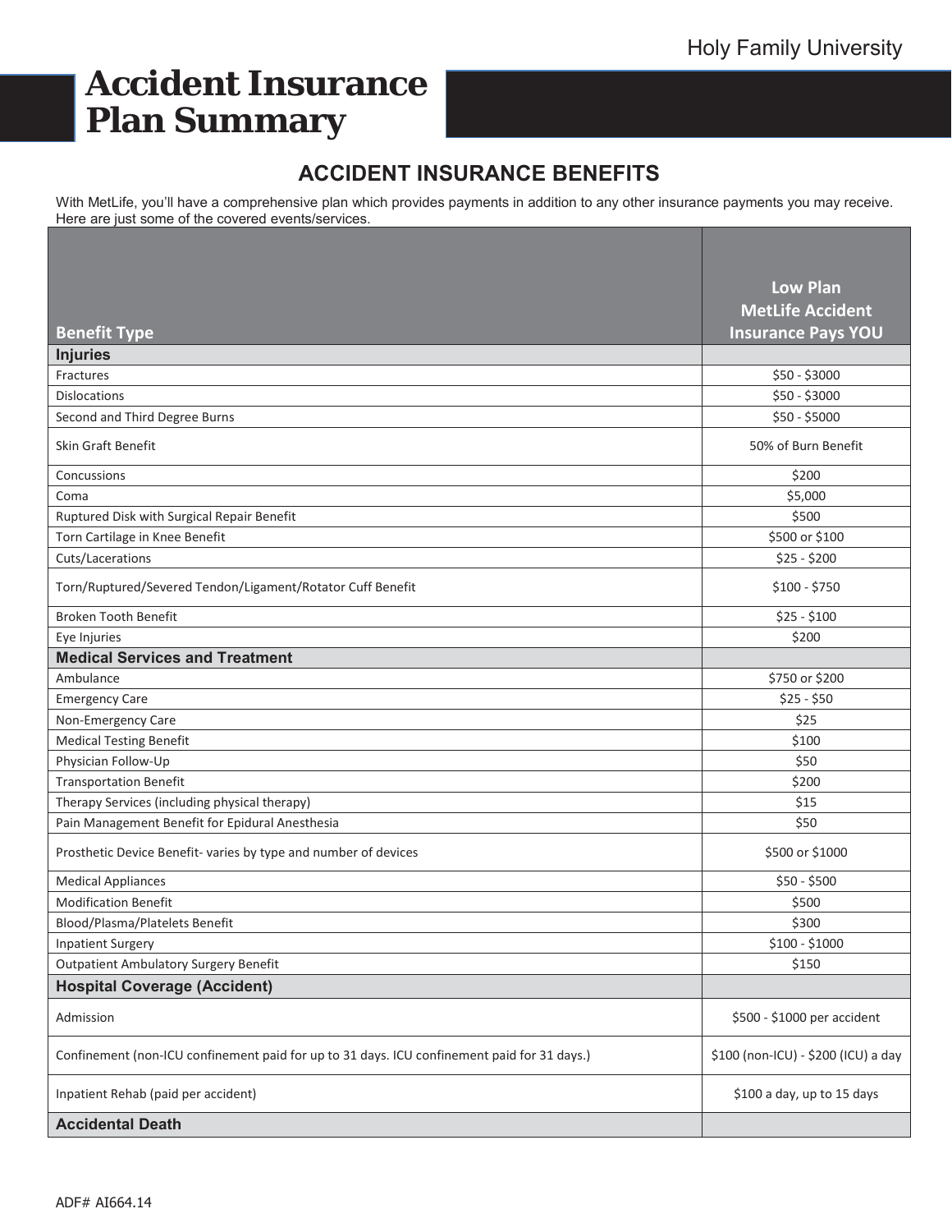Holy Family University

# Accident Insurance Plan Summary

## ACCIDENT INSURANCE BENEFITS

With MetLife, you'll have a comprehensive plan which provides payments in addition to any other insurance payments you may receive. Here are just some of the covered events/services.

| Benefit Type | Low Plan MetLife Accident Insurance Pays YOU |
|---|---|
| **Injuries** | |
| Fractures | $50 - $3000 |
| Dislocations | $50 - $3000 |
| Second and Third Degree Burns | $50 - $5000 |
| Skin Graft Benefit | 50% of Burn Benefit |
| Concussions | $200 |
| Coma | $5,000 |
| Ruptured Disk with Surgical Repair Benefit | $500 |
| Torn Cartilage in Knee Benefit | $500 or $100 |
| Cuts/Lacerations | $25 - $200 |
| Torn/Ruptured/Severed Tendon/Ligament/Rotator Cuff Benefit | $100 - $750 |
| Broken Tooth Benefit | $25 - $100 |
| Eye Injuries | $200 |
| **Medical Services and Treatment** | |
| Ambulance | $750 or $200 |
| Emergency Care | $25 - $50 |
| Non-Emergency Care | $25 |
| Medical Testing Benefit | $100 |
| Physician Follow-Up | $50 |
| Transportation Benefit | $200 |
| Therapy Services (including physical therapy) | $15 |
| Pain Management Benefit for Epidural Anesthesia | $50 |
| Prosthetic Device Benefit- varies by type and number of devices | $500 or $1000 |
| Medical Appliances | $50 - $500 |
| Modification Benefit | $500 |
| Blood/Plasma/Platelets Benefit | $300 |
| Inpatient Surgery | $100 - $1000 |
| Outpatient Ambulatory Surgery Benefit | $150 |
| **Hospital Coverage (Accident)** | |
| Admission | $500 - $1000 per accident |
| Confinement (non-ICU confinement paid for up to 31 days. ICU confinement paid for 31 days.) | $100 (non-ICU) - $200 (ICU) a day |
| Inpatient Rehab (paid per accident) | $100 a day, up to 15 days |
| **Accidental Death** | |

ADF# AI664.14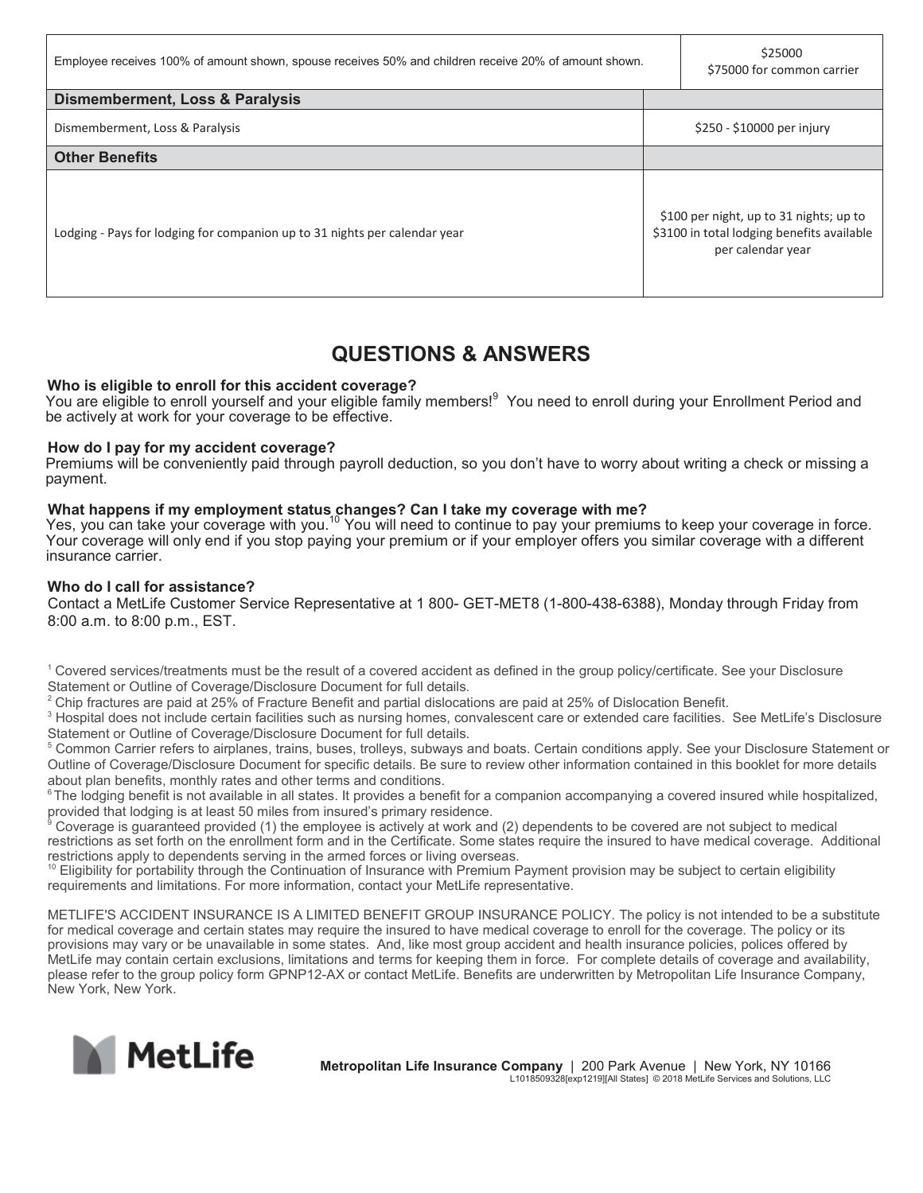| | |
|---|---|
| Employee receives 100% of amount shown, spouse receives 50% and children receive 20% of amount shown. | \$25000<br>\$75000 for common carrier |
| **Dismemberment, Loss & Paralysis** | |
| Dismemberment, Loss & Paralysis | \$250 - \$10000 per injury |
| **Other Benefits** | |
| Lodging - Pays for lodging for companion up to 31 nights per calendar year | \$100 per night, up to 31 nights; up to \$3100 in total lodging benefits available per calendar year |

## QUESTIONS & ANSWERS

**Who is eligible to enroll for this accident coverage?**
You are eligible to enroll yourself and your eligible family members![9] You need to enroll during your Enrollment Period and be actively at work for your coverage to be effective.

**How do I pay for my accident coverage?**
Premiums will be conveniently paid through payroll deduction, so you don't have to worry about writing a check or missing a payment.

**What happens if my employment status changes? Can I take my coverage with me?**
Yes, you can take your coverage with you.[10] You will need to continue to pay your premiums to keep your coverage in force. Your coverage will only end if you stop paying your premium or if your employer offers you similar coverage with a different insurance carrier.

**Who do I call for assistance?**
Contact a MetLife Customer Service Representative at 1 800- GET-MET8 (1-800-438-6388), Monday through Friday from 8:00 a.m. to 8:00 p.m., EST.

[1] Covered services/treatments must be the result of a covered accident as defined in the group policy/certificate. See your Disclosure Statement or Outline of Coverage/Disclosure Document for full details.
[2] Chip fractures are paid at 25% of Fracture Benefit and partial dislocations are paid at 25% of Dislocation Benefit.
[3] Hospital does not include certain facilities such as nursing homes, convalescent care or extended care facilities. See MetLife's Disclosure Statement or Outline of Coverage/Disclosure Document for full details.
[5] Common Carrier refers to airplanes, trains, buses, trolleys, subways and boats. Certain conditions apply. See your Disclosure Statement or Outline of Coverage/Disclosure Document for specific details. Be sure to review other information contained in this booklet for more details about plan benefits, monthly rates and other terms and conditions.
[6] The lodging benefit is not available in all states. It provides a benefit for a companion accompanying a covered insured while hospitalized, provided that lodging is at least 50 miles from insured's primary residence.
[9] Coverage is guaranteed provided (1) the employee is actively at work and (2) dependents to be covered are not subject to medical restrictions as set forth on the enrollment form and in the Certificate. Some states require the insured to have medical coverage. Additional restrictions apply to dependents serving in the armed forces or living overseas.
[10] Eligibility for portability through the Continuation of Insurance with Premium Payment provision may be subject to certain eligibility requirements and limitations. For more information, contact your MetLife representative.

METLIFE'S ACCIDENT INSURANCE IS A LIMITED BENEFIT GROUP INSURANCE POLICY. The policy is not intended to be a substitute for medical coverage and certain states may require the insured to have medical coverage to enroll for the coverage. The policy or its provisions may vary or be unavailable in some states. And, like most group accident and health insurance policies, polices offered by MetLife may contain certain exclusions, limitations and terms for keeping them in force. For complete details of coverage and availability, please refer to the group policy form GPNP12-AX or contact MetLife. Benefits are underwritten by Metropolitan Life Insurance Company, New York, New York.

MetLife

**Metropolitan Life Insurance Company** | 200 Park Avenue | New York, NY 10166
L1018509328[exp1219][All States] © 2018 MetLife Services and Solutions, LLC